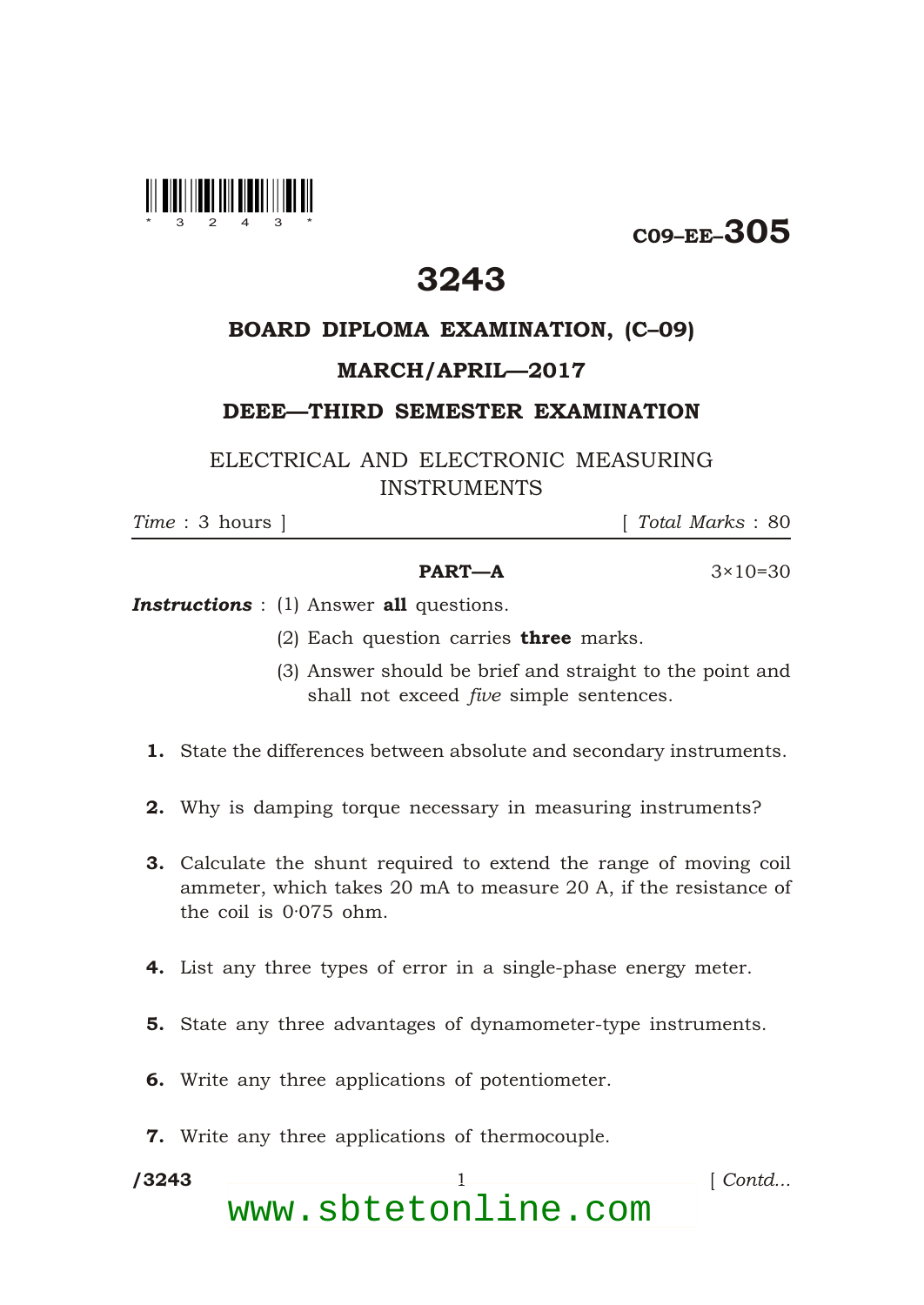C09–EE–305

# 3243

## BOARD DIPLOMA EXAMINATION, (C–09)

## MARCH/APRIL—2017

## DEEE—THIRD SEMESTER EXAMINATION

ELECTRICAL AND ELECTRONIC MEASURING INSTRUMENTS

*Time* : 3 hours ] [ *Total Marks* : 80

---

**PART—A** 3×10=30

***Instructions*** : (1) Answer **all** questions.

(2) Each question carries **three** marks.

(3) Answer should be brief and straight to the point and shall not exceed *five* simple sentences.

**1.** State the differences between absolute and secondary instruments.

**2.** Why is damping torque necessary in measuring instruments?

**3.** Calculate the shunt required to extend the range of moving coil ammeter, which takes 20 mA to measure 20 A, if the resistance of the coil is 0·075 ohm.

**4.** List any three types of error in a single-phase energy meter.

**5.** State any three advantages of dynamometer-type instruments.

**6.** Write any three applications of potentiometer.

**7.** Write any three applications of thermocouple.

/3243 [ *Contd...*

www.sbtetonline.com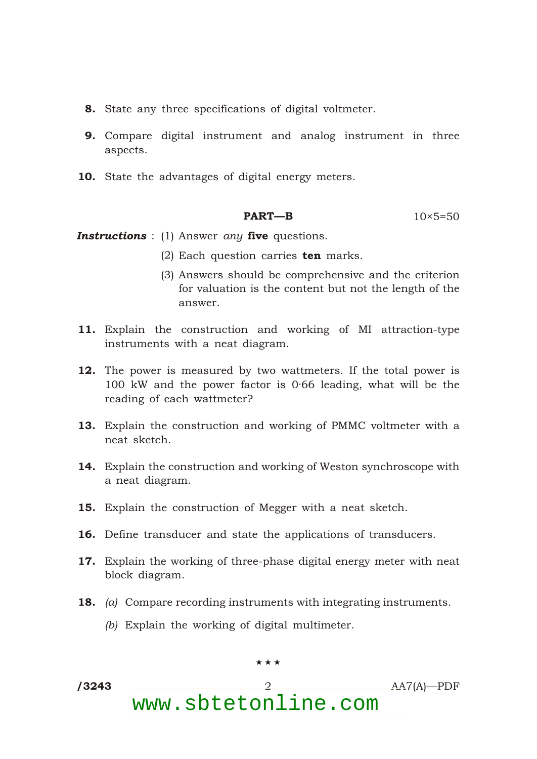**8.** State any three specifications of digital voltmeter.

**9.** Compare digital instrument and analog instrument in three aspects.

**10.** State the advantages of digital energy meters.

## PART—B

10×5=50

***Instructions*** : (1) Answer *any* **five** questions.

(2) Each question carries **ten** marks.

(3) Answers should be comprehensive and the criterion for valuation is the content but not the length of the answer.

**11.** Explain the construction and working of MI attraction-type instruments with a neat diagram.

**12.** The power is measured by two wattmeters. If the total power is 100 kW and the power factor is 0·66 leading, what will be the reading of each wattmeter?

**13.** Explain the construction and working of PMMC voltmeter with a neat sketch.

**14.** Explain the construction and working of Weston synchroscope with a neat diagram.

**15.** Explain the construction of Megger with a neat sketch.

**16.** Define transducer and state the applications of transducers.

**17.** Explain the working of three-phase digital energy meter with neat block diagram.

**18.** *(a)* Compare recording instruments with integrating instruments.

*(b)* Explain the working of digital multimeter.

★ ★ ★

/3243 AA7(A)—PDF

www.sbtetonline.com